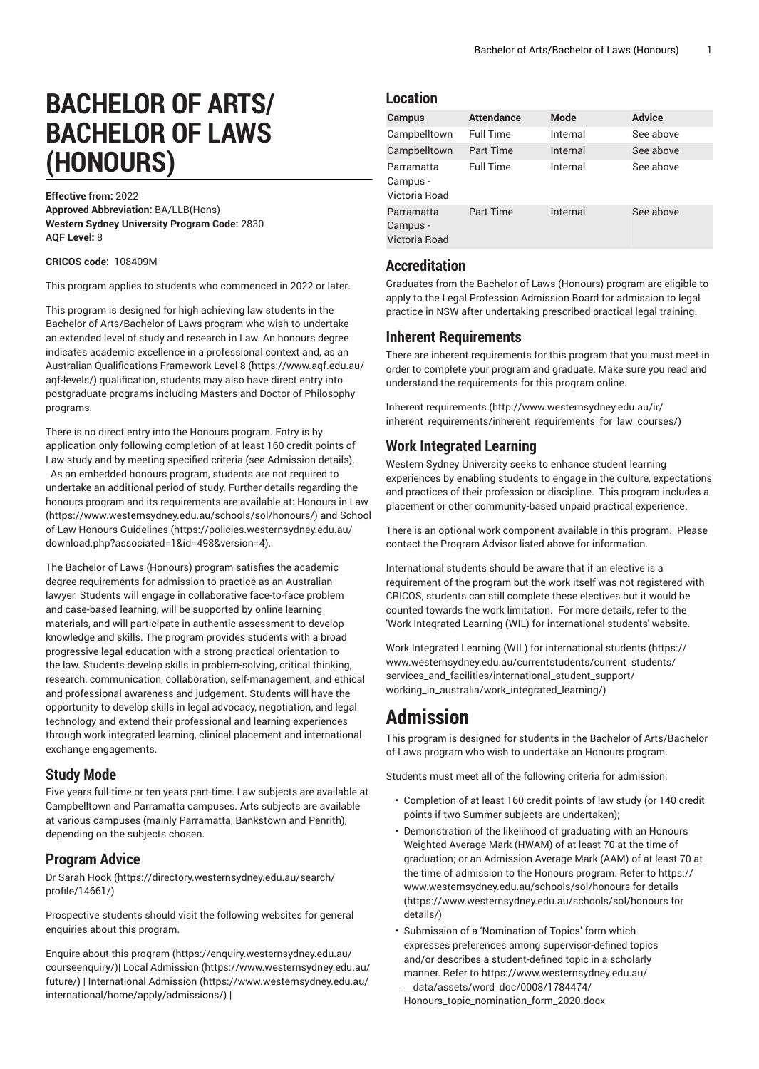# BACHELOR OF ARTS/ BACHELOR OF LAWS (HONOURS)

**Effective from:** 2022
**Approved Abbreviation:** BA/LLB(Hons)
**Western Sydney University Program Code:** 2830
**AQF Level:** 8

**CRICOS code:** 108409M

This program applies to students who commenced in 2022 or later.

This program is designed for high achieving law students in the Bachelor of Arts/Bachelor of Laws program who wish to undertake an extended level of study and research in Law. An honours degree indicates academic excellence in a professional context and, as an Australian Qualifications Framework Level 8 (https://www.aqf.edu.au/aqf-levels/) qualification, students may also have direct entry into postgraduate programs including Masters and Doctor of Philosophy programs.

There is no direct entry into the Honours program. Entry is by application only following completion of at least 160 credit points of Law study and by meeting specified criteria (see Admission details). As an embedded honours program, students are not required to undertake an additional period of study. Further details regarding the honours program and its requirements are available at: Honours in Law (https://www.westernsydney.edu.au/schools/sol/honours/) and School of Law Honours Guidelines (https://policies.westernsydney.edu.au/download.php?associated=1&id=498&version=4).

The Bachelor of Laws (Honours) program satisfies the academic degree requirements for admission to practice as an Australian lawyer. Students will engage in collaborative face-to-face problem and case-based learning, will be supported by online learning materials, and will participate in authentic assessment to develop knowledge and skills. The program provides students with a broad progressive legal education with a strong practical orientation to the law. Students develop skills in problem-solving, critical thinking, research, communication, collaboration, self-management, and ethical and professional awareness and judgement. Students will have the opportunity to develop skills in legal advocacy, negotiation, and legal technology and extend their professional and learning experiences through work integrated learning, clinical placement and international exchange engagements.

## Study Mode

Five years full-time or ten years part-time. Law subjects are available at Campbelltown and Parramatta campuses. Arts subjects are available at various campuses (mainly Parramatta, Bankstown and Penrith), depending on the subjects chosen.

## Program Advice

Dr Sarah Hook (https://directory.westernsydney.edu.au/search/profile/14661/)

Prospective students should visit the following websites for general enquiries about this program.

Enquire about this program (https://enquiry.westernsydney.edu.au/courseenquiry/)| Local Admission (https://www.westernsydney.edu.au/future/) | International Admission (https://www.westernsydney.edu.au/international/home/apply/admissions/) |

## Location

| Campus | Attendance | Mode | Advice |
|---|---|---|---|
| Campbelltown | Full Time | Internal | See above |
| Campbelltown | Part Time | Internal | See above |
| Parramatta Campus - Victoria Road | Full Time | Internal | See above |
| Parramatta Campus - Victoria Road | Part Time | Internal | See above |

## Accreditation

Graduates from the Bachelor of Laws (Honours) program are eligible to apply to the Legal Profession Admission Board for admission to legal practice in NSW after undertaking prescribed practical legal training.

## Inherent Requirements

There are inherent requirements for this program that you must meet in order to complete your program and graduate. Make sure you read and understand the requirements for this program online.

Inherent requirements (http://www.westernsydney.edu.au/ir/inherent_requirements/inherent_requirements_for_law_courses/)

## Work Integrated Learning

Western Sydney University seeks to enhance student learning experiences by enabling students to engage in the culture, expectations and practices of their profession or discipline. This program includes a placement or other community-based unpaid practical experience.

There is an optional work component available in this program. Please contact the Program Advisor listed above for information.

International students should be aware that if an elective is a requirement of the program but the work itself was not registered with CRICOS, students can still complete these electives but it would be counted towards the work limitation. For more details, refer to the 'Work Integrated Learning (WIL) for international students' website.

Work Integrated Learning (WIL) for international students (https://www.westernsydney.edu.au/currentstudents/current_students/services_and_facilities/international_student_support/working_in_australia/work_integrated_learning/)

# Admission

This program is designed for students in the Bachelor of Arts/Bachelor of Laws program who wish to undertake an Honours program.

Students must meet all of the following criteria for admission:

- Completion of at least 160 credit points of law study (or 140 credit points if two Summer subjects are undertaken);
- Demonstration of the likelihood of graduating with an Honours Weighted Average Mark (HWAM) of at least 70 at the time of graduation; or an Admission Average Mark (AAM) of at least 70 at the time of admission to the Honours program. Refer to https://www.westernsydney.edu.au/schools/sol/honours for details (https://www.westernsydney.edu.au/schools/sol/honours for details/)
- Submission of a 'Nomination of Topics' form which expresses preferences among supervisor-defined topics and/or describes a student-defined topic in a scholarly manner. Refer to https://www.westernsydney.edu.au/__data/assets/word_doc/0008/1784474/Honours_topic_nomination_form_2020.docx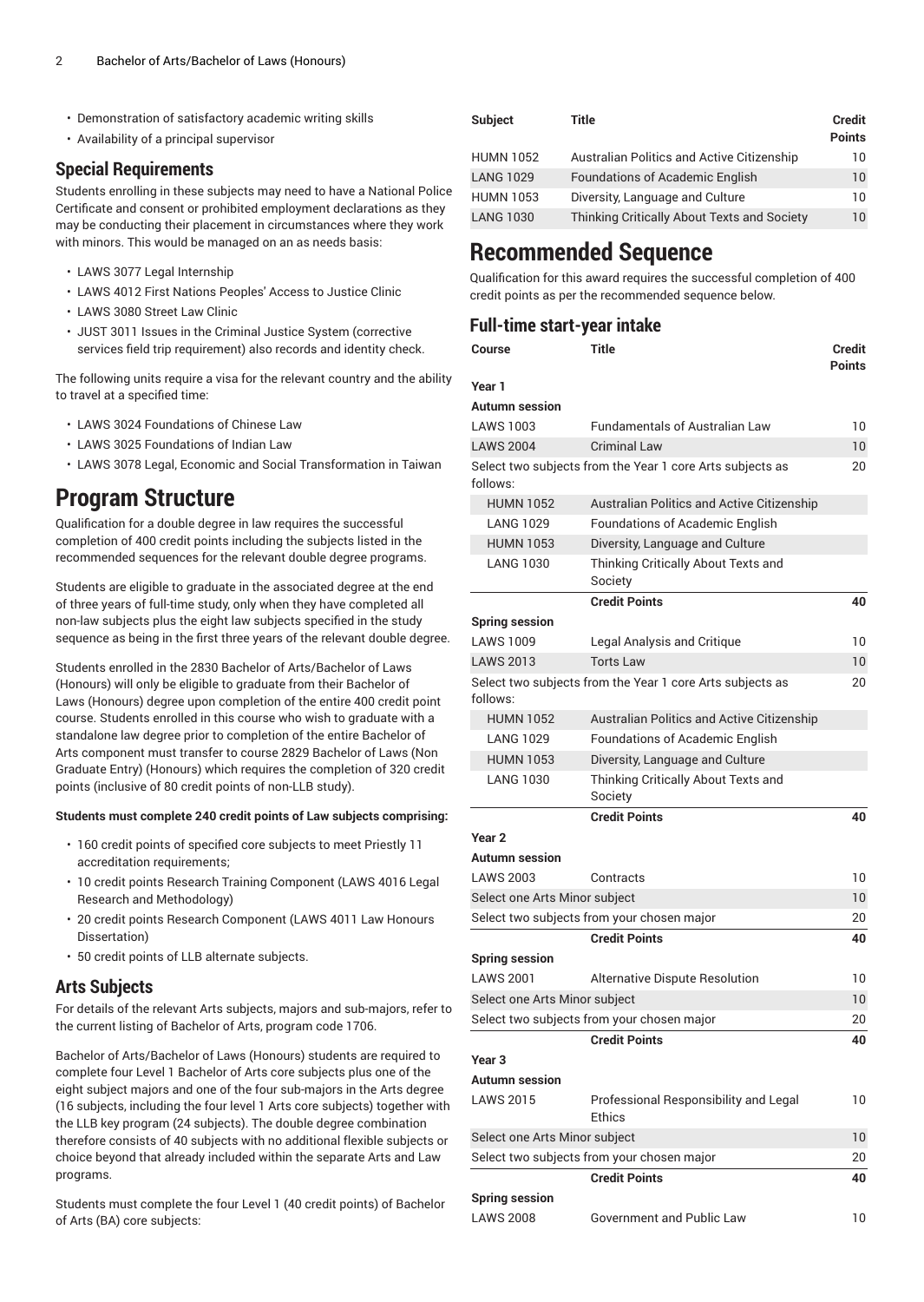- Demonstration of satisfactory academic writing skills
- Availability of a principal supervisor

### Special Requirements

Students enrolling in these subjects may need to have a National Police Certificate and consent or prohibited employment declarations as they may be conducting their placement in circumstances where they work with minors. This would be managed on an as needs basis:

- LAWS 3077 Legal Internship
- LAWS 4012 First Nations Peoples' Access to Justice Clinic
- LAWS 3080 Street Law Clinic
- JUST 3011 Issues in the Criminal Justice System (corrective services field trip requirement) also records and identity check.

The following units require a visa for the relevant country and the ability to travel at a specified time:

- LAWS 3024 Foundations of Chinese Law
- LAWS 3025 Foundations of Indian Law
- LAWS 3078 Legal, Economic and Social Transformation in Taiwan

# Program Structure

Qualification for a double degree in law requires the successful completion of 400 credit points including the subjects listed in the recommended sequences for the relevant double degree programs.

Students are eligible to graduate in the associated degree at the end of three years of full-time study, only when they have completed all non-law subjects plus the eight law subjects specified in the study sequence as being in the first three years of the relevant double degree.

Students enrolled in the 2830 Bachelor of Arts/Bachelor of Laws (Honours) will only be eligible to graduate from their Bachelor of Laws (Honours) degree upon completion of the entire 400 credit point course. Students enrolled in this course who wish to graduate with a standalone law degree prior to completion of the entire Bachelor of Arts component must transfer to course 2829 Bachelor of Laws (Non Graduate Entry) (Honours) which requires the completion of 320 credit points (inclusive of 80 credit points of non-LLB study).

**Students must complete 240 credit points of Law subjects comprising:**

- 160 credit points of specified core subjects to meet Priestly 11 accreditation requirements;
- 10 credit points Research Training Component (LAWS 4016 Legal Research and Methodology)
- 20 credit points Research Component (LAWS 4011 Law Honours Dissertation)
- 50 credit points of LLB alternate subjects.

### Arts Subjects

For details of the relevant Arts subjects, majors and sub-majors, refer to the current listing of Bachelor of Arts, program code 1706.

Bachelor of Arts/Bachelor of Laws (Honours) students are required to complete four Level 1 Bachelor of Arts core subjects plus one of the eight subject majors and one of the four sub-majors in the Arts degree (16 subjects, including the four level 1 Arts core subjects) together with the LLB key program (24 subjects). The double degree combination therefore consists of 40 subjects with no additional flexible subjects or choice beyond that already included within the separate Arts and Law programs.

Students must complete the four Level 1 (40 credit points) of Bachelor of Arts (BA) core subjects:

| Subject | Title | Credit Points |
|---|---|---|
| HUMN 1052 | Australian Politics and Active Citizenship | 10 |
| LANG 1029 | Foundations of Academic English | 10 |
| HUMN 1053 | Diversity, Language and Culture | 10 |
| LANG 1030 | Thinking Critically About Texts and Society | 10 |

# Recommended Sequence

Qualification for this award requires the successful completion of 400 credit points as per the recommended sequence below.

### Full-time start-year intake

| Course | Title | Credit Points |
|---|---|---|
| **Year 1** | | |
| **Autumn session** | | |
| LAWS 1003 | Fundamentals of Australian Law | 10 |
| LAWS 2004 | Criminal Law | 10 |
| Select two subjects from the Year 1 core Arts subjects as follows: | | 20 |
| HUMN 1052 | Australian Politics and Active Citizenship | |
| LANG 1029 | Foundations of Academic English | |
| HUMN 1053 | Diversity, Language and Culture | |
| LANG 1030 | Thinking Critically About Texts and Society | |
| | **Credit Points** | **40** |
| **Spring session** | | |
| LAWS 1009 | Legal Analysis and Critique | 10 |
| LAWS 2013 | Torts Law | 10 |
| Select two subjects from the Year 1 core Arts subjects as follows: | | 20 |
| HUMN 1052 | Australian Politics and Active Citizenship | |
| LANG 1029 | Foundations of Academic English | |
| HUMN 1053 | Diversity, Language and Culture | |
| LANG 1030 | Thinking Critically About Texts and Society | |
| | **Credit Points** | **40** |
| **Year 2** | | |
| **Autumn session** | | |
| LAWS 2003 | Contracts | 10 |
| Select one Arts Minor subject | | 10 |
| Select two subjects from your chosen major | | 20 |
| | **Credit Points** | **40** |
| **Spring session** | | |
| LAWS 2001 | Alternative Dispute Resolution | 10 |
| Select one Arts Minor subject | | 10 |
| Select two subjects from your chosen major | | 20 |
| | **Credit Points** | **40** |
| **Year 3** | | |
| **Autumn session** | | |
| LAWS 2015 | Professional Responsibility and Legal Ethics | 10 |
| Select one Arts Minor subject | | 10 |
| Select two subjects from your chosen major | | 20 |
| | **Credit Points** | **40** |
| **Spring session** | | |
| LAWS 2008 | Government and Public Law | 10 |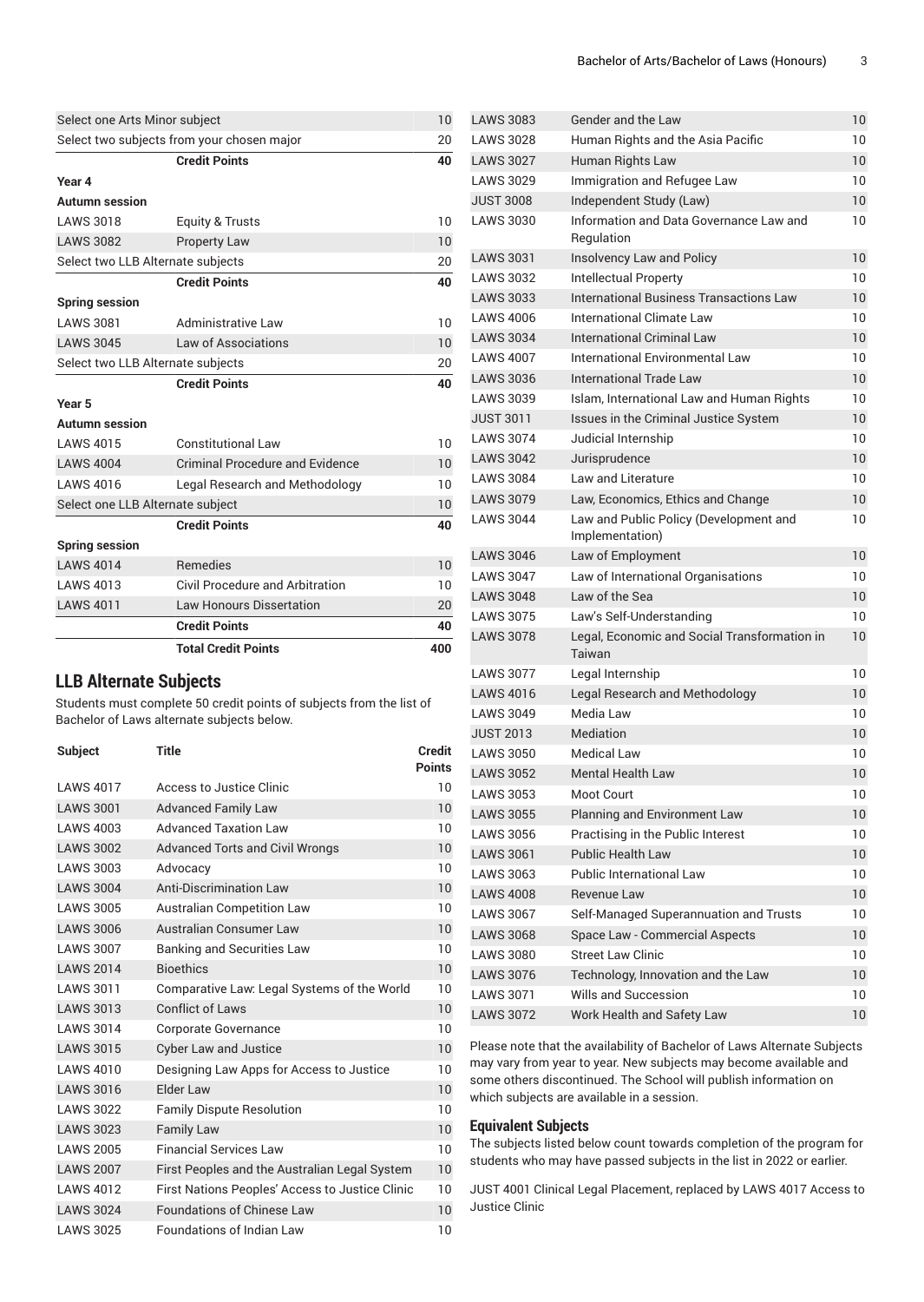| | | |
|---|---|---|
| Select one Arts Minor subject | | 10 |
| Select two subjects from your chosen major | | 20 |
| | **Credit Points** | **40** |
| **Year 4** | | |
| **Autumn session** | | |
| LAWS 3018 | Equity & Trusts | 10 |
| LAWS 3082 | Property Law | 10 |
| Select two LLB Alternate subjects | | 20 |
| | **Credit Points** | **40** |
| **Spring session** | | |
| LAWS 3081 | Administrative Law | 10 |
| LAWS 3045 | Law of Associations | 10 |
| Select two LLB Alternate subjects | | 20 |
| | **Credit Points** | **40** |
| **Year 5** | | |
| **Autumn session** | | |
| LAWS 4015 | Constitutional Law | 10 |
| LAWS 4004 | Criminal Procedure and Evidence | 10 |
| LAWS 4016 | Legal Research and Methodology | 10 |
| Select one LLB Alternate subject | | 10 |
| | **Credit Points** | **40** |
| **Spring session** | | |
| LAWS 4014 | Remedies | 10 |
| LAWS 4013 | Civil Procedure and Arbitration | 10 |
| LAWS 4011 | Law Honours Dissertation | 20 |
| | **Credit Points** | **40** |
| | **Total Credit Points** | **400** |

## LLB Alternate Subjects

Students must complete 50 credit points of subjects from the list of Bachelor of Laws alternate subjects below.

| Subject | Title | Credit Points |
|---|---|---|
| LAWS 4017 | Access to Justice Clinic | 10 |
| LAWS 3001 | Advanced Family Law | 10 |
| LAWS 4003 | Advanced Taxation Law | 10 |
| LAWS 3002 | Advanced Torts and Civil Wrongs | 10 |
| LAWS 3003 | Advocacy | 10 |
| LAWS 3004 | Anti-Discrimination Law | 10 |
| LAWS 3005 | Australian Competition Law | 10 |
| LAWS 3006 | Australian Consumer Law | 10 |
| LAWS 3007 | Banking and Securities Law | 10 |
| LAWS 2014 | Bioethics | 10 |
| LAWS 3011 | Comparative Law: Legal Systems of the World | 10 |
| LAWS 3013 | Conflict of Laws | 10 |
| LAWS 3014 | Corporate Governance | 10 |
| LAWS 3015 | Cyber Law and Justice | 10 |
| LAWS 4010 | Designing Law Apps for Access to Justice | 10 |
| LAWS 3016 | Elder Law | 10 |
| LAWS 3022 | Family Dispute Resolution | 10 |
| LAWS 3023 | Family Law | 10 |
| LAWS 2005 | Financial Services Law | 10 |
| LAWS 2007 | First Peoples and the Australian Legal System | 10 |
| LAWS 4012 | First Nations Peoples' Access to Justice Clinic | 10 |
| LAWS 3024 | Foundations of Chinese Law | 10 |
| LAWS 3025 | Foundations of Indian Law | 10 |
| LAWS 3083 | Gender and the Law | 10 |
| LAWS 3028 | Human Rights and the Asia Pacific | 10 |
| LAWS 3027 | Human Rights Law | 10 |
| LAWS 3029 | Immigration and Refugee Law | 10 |
| JUST 3008 | Independent Study (Law) | 10 |
| LAWS 3030 | Information and Data Governance Law and Regulation | 10 |
| LAWS 3031 | Insolvency Law and Policy | 10 |
| LAWS 3032 | Intellectual Property | 10 |
| LAWS 3033 | International Business Transactions Law | 10 |
| LAWS 4006 | International Climate Law | 10 |
| LAWS 3034 | International Criminal Law | 10 |
| LAWS 4007 | International Environmental Law | 10 |
| LAWS 3036 | International Trade Law | 10 |
| LAWS 3039 | Islam, International Law and Human Rights | 10 |
| JUST 3011 | Issues in the Criminal Justice System | 10 |
| LAWS 3074 | Judicial Internship | 10 |
| LAWS 3042 | Jurisprudence | 10 |
| LAWS 3084 | Law and Literature | 10 |
| LAWS 3079 | Law, Economics, Ethics and Change | 10 |
| LAWS 3044 | Law and Public Policy (Development and Implementation) | 10 |
| LAWS 3046 | Law of Employment | 10 |
| LAWS 3047 | Law of International Organisations | 10 |
| LAWS 3048 | Law of the Sea | 10 |
| LAWS 3075 | Law's Self-Understanding | 10 |
| LAWS 3078 | Legal, Economic and Social Transformation in Taiwan | 10 |
| LAWS 3077 | Legal Internship | 10 |
| LAWS 4016 | Legal Research and Methodology | 10 |
| LAWS 3049 | Media Law | 10 |
| JUST 2013 | Mediation | 10 |
| LAWS 3050 | Medical Law | 10 |
| LAWS 3052 | Mental Health Law | 10 |
| LAWS 3053 | Moot Court | 10 |
| LAWS 3055 | Planning and Environment Law | 10 |
| LAWS 3056 | Practising in the Public Interest | 10 |
| LAWS 3061 | Public Health Law | 10 |
| LAWS 3063 | Public International Law | 10 |
| LAWS 4008 | Revenue Law | 10 |
| LAWS 3067 | Self-Managed Superannuation and Trusts | 10 |
| LAWS 3068 | Space Law - Commercial Aspects | 10 |
| LAWS 3080 | Street Law Clinic | 10 |
| LAWS 3076 | Technology, Innovation and the Law | 10 |
| LAWS 3071 | Wills and Succession | 10 |
| LAWS 3072 | Work Health and Safety Law | 10 |

Please note that the availability of Bachelor of Laws Alternate Subjects may vary from year to year. New subjects may become available and some others discontinued. The School will publish information on which subjects are available in a session.

### Equivalent Subjects

The subjects listed below count towards completion of the program for students who may have passed subjects in the list in 2022 or earlier.

JUST 4001 Clinical Legal Placement, replaced by LAWS 4017 Access to Justice Clinic